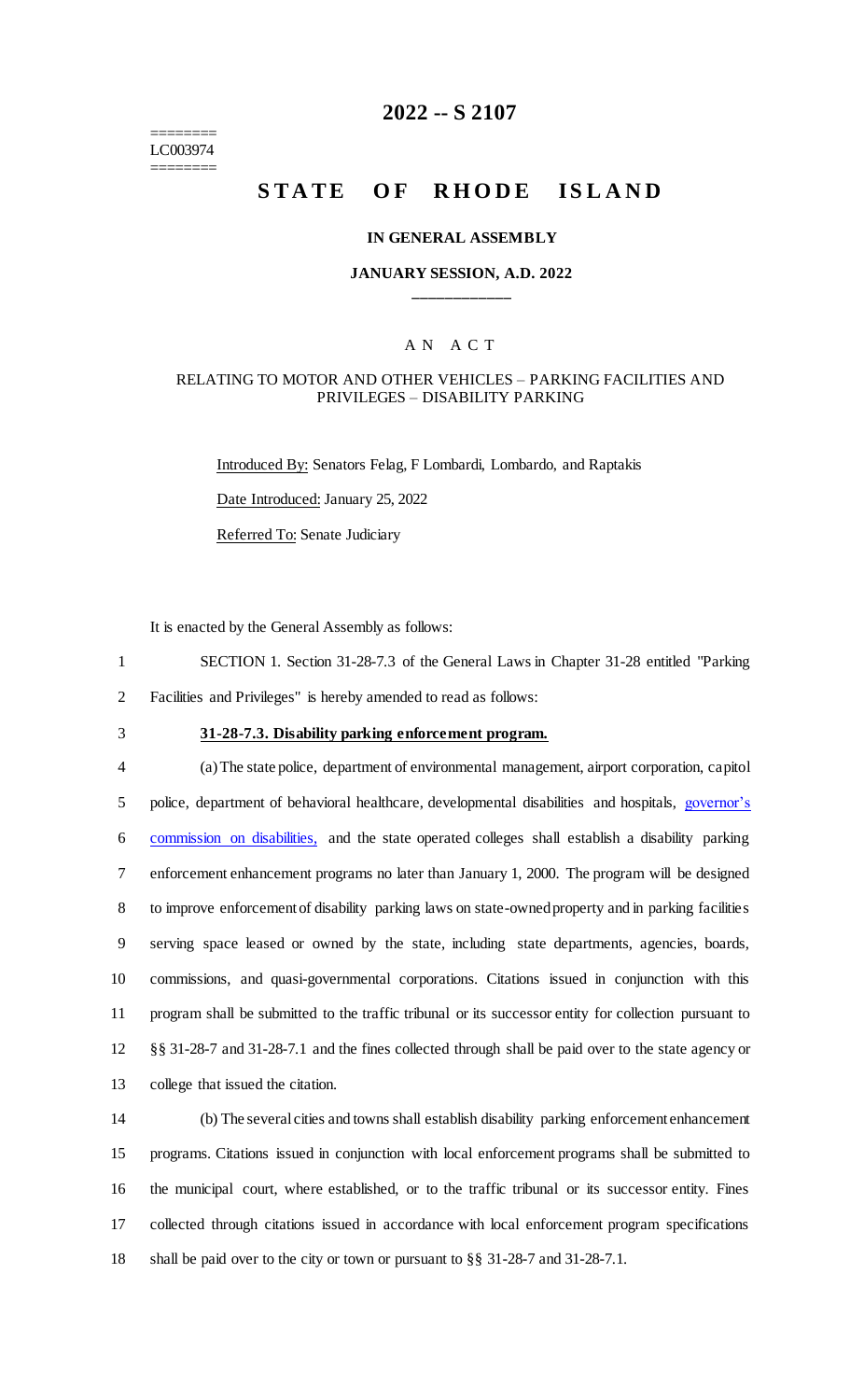========
LC003974
========

# 2022 -- S 2107

# STATE OF RHODE ISLAND

**IN GENERAL ASSEMBLY**

**JANUARY SESSION, A.D. 2022**

____________

A N A C T

RELATING TO MOTOR AND OTHER VEHICLES – PARKING FACILITIES AND PRIVILEGES – DISABILITY PARKING

Introduced By: Senators Felag, F Lombardi, Lombardo, and Raptakis

Date Introduced: January 25, 2022

Referred To: Senate Judiciary

It is enacted by the General Assembly as follows:

1 SECTION 1. Section 31-28-7.3 of the General Laws in Chapter 31-28 entitled "Parking
2 Facilities and Privileges" is hereby amended to read as follows:

3 **31-28-7.3. Disability parking enforcement program.**

4 (a) The state police, department of environmental management, airport corporation, capitol
5 police, department of behavioral healthcare, developmental disabilities and hospitals, governor's
6 commission on disabilities, and the state operated colleges shall establish a disability parking
7 enforcement enhancement programs no later than January 1, 2000. The program will be designed
8 to improve enforcement of disability parking laws on state-owned property and in parking facilities
9 serving space leased or owned by the state, including state departments, agencies, boards,
10 commissions, and quasi-governmental corporations. Citations issued in conjunction with this
11 program shall be submitted to the traffic tribunal or its successor entity for collection pursuant to
12 §§ 31-28-7 and 31-28-7.1 and the fines collected through shall be paid over to the state agency or
13 college that issued the citation.

14 (b) The several cities and towns shall establish disability parking enforcement enhancement
15 programs. Citations issued in conjunction with local enforcement programs shall be submitted to
16 the municipal court, where established, or to the traffic tribunal or its successor entity. Fines
17 collected through citations issued in accordance with local enforcement program specifications
18 shall be paid over to the city or town or pursuant to §§ 31-28-7 and 31-28-7.1.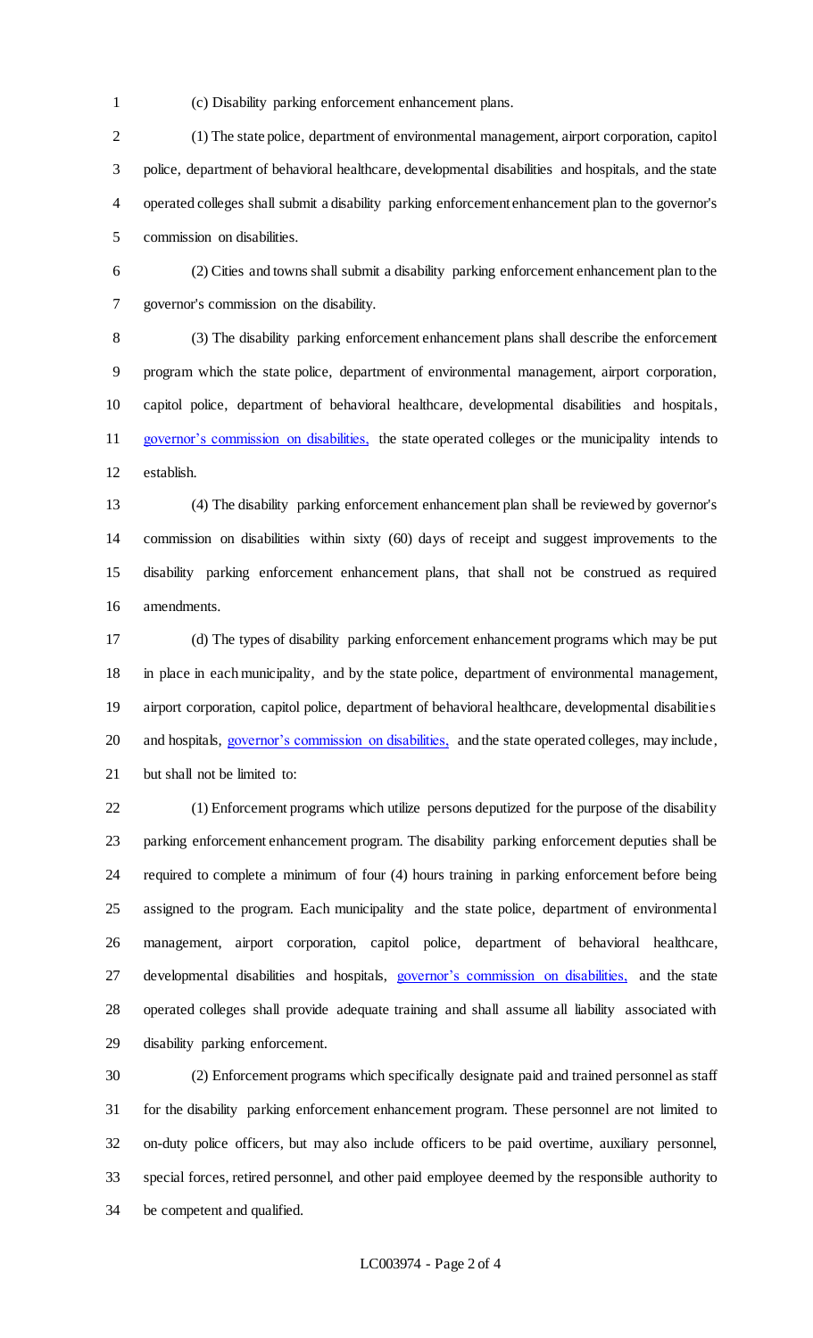(c) Disability parking enforcement enhancement plans.

(1) The state police, department of environmental management, airport corporation, capitol police, department of behavioral healthcare, developmental disabilities and hospitals, and the state operated colleges shall submit a disability parking enforcement enhancement plan to the governor's commission on disabilities.

(2) Cities and towns shall submit a disability parking enforcement enhancement plan to the governor's commission on the disability.

(3) The disability parking enforcement enhancement plans shall describe the enforcement program which the state police, department of environmental management, airport corporation, capitol police, department of behavioral healthcare, developmental disabilities and hospitals, governor's commission on disabilities, the state operated colleges or the municipality intends to establish.

(4) The disability parking enforcement enhancement plan shall be reviewed by governor's commission on disabilities within sixty (60) days of receipt and suggest improvements to the disability parking enforcement enhancement plans, that shall not be construed as required amendments.

(d) The types of disability parking enforcement enhancement programs which may be put in place in each municipality, and by the state police, department of environmental management, airport corporation, capitol police, department of behavioral healthcare, developmental disabilities and hospitals, governor's commission on disabilities, and the state operated colleges, may include, but shall not be limited to:

(1) Enforcement programs which utilize persons deputized for the purpose of the disability parking enforcement enhancement program. The disability parking enforcement deputies shall be required to complete a minimum of four (4) hours training in parking enforcement before being assigned to the program. Each municipality and the state police, department of environmental management, airport corporation, capitol police, department of behavioral healthcare, developmental disabilities and hospitals, governor's commission on disabilities, and the state operated colleges shall provide adequate training and shall assume all liability associated with disability parking enforcement.

(2) Enforcement programs which specifically designate paid and trained personnel as staff for the disability parking enforcement enhancement program. These personnel are not limited to on-duty police officers, but may also include officers to be paid overtime, auxiliary personnel, special forces, retired personnel, and other paid employee deemed by the responsible authority to be competent and qualified.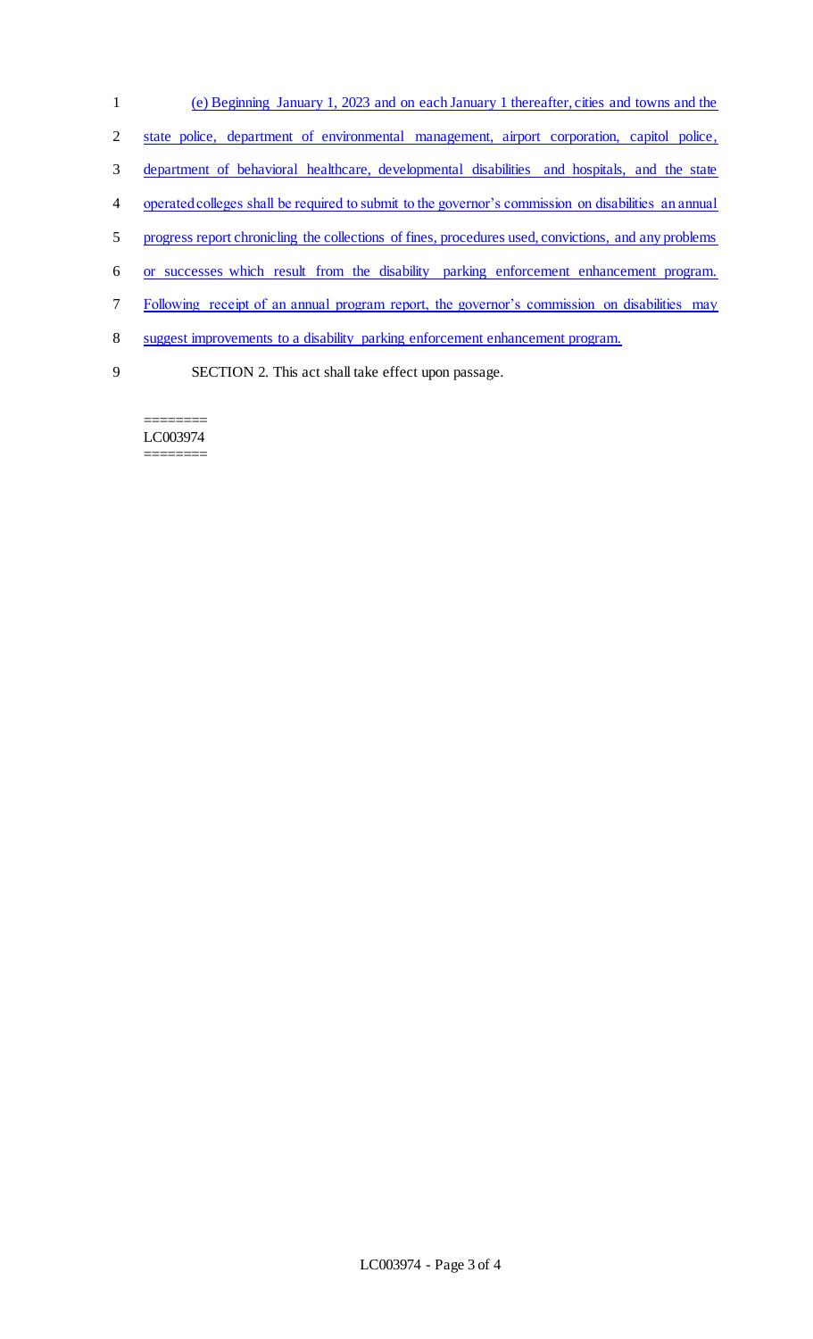(e) Beginning January 1, 2023 and on each January 1 thereafter, cities and towns and the state police, department of environmental management, airport corporation, capitol police, department of behavioral healthcare, developmental disabilities and hospitals, and the state operated colleges shall be required to submit to the governor's commission on disabilities an annual progress report chronicling the collections of fines, procedures used, convictions, and any problems or successes which result from the disability parking enforcement enhancement program. Following receipt of an annual program report, the governor's commission on disabilities may suggest improvements to a disability parking enforcement enhancement program.

SECTION 2. This act shall take effect upon passage.

========
LC003974
========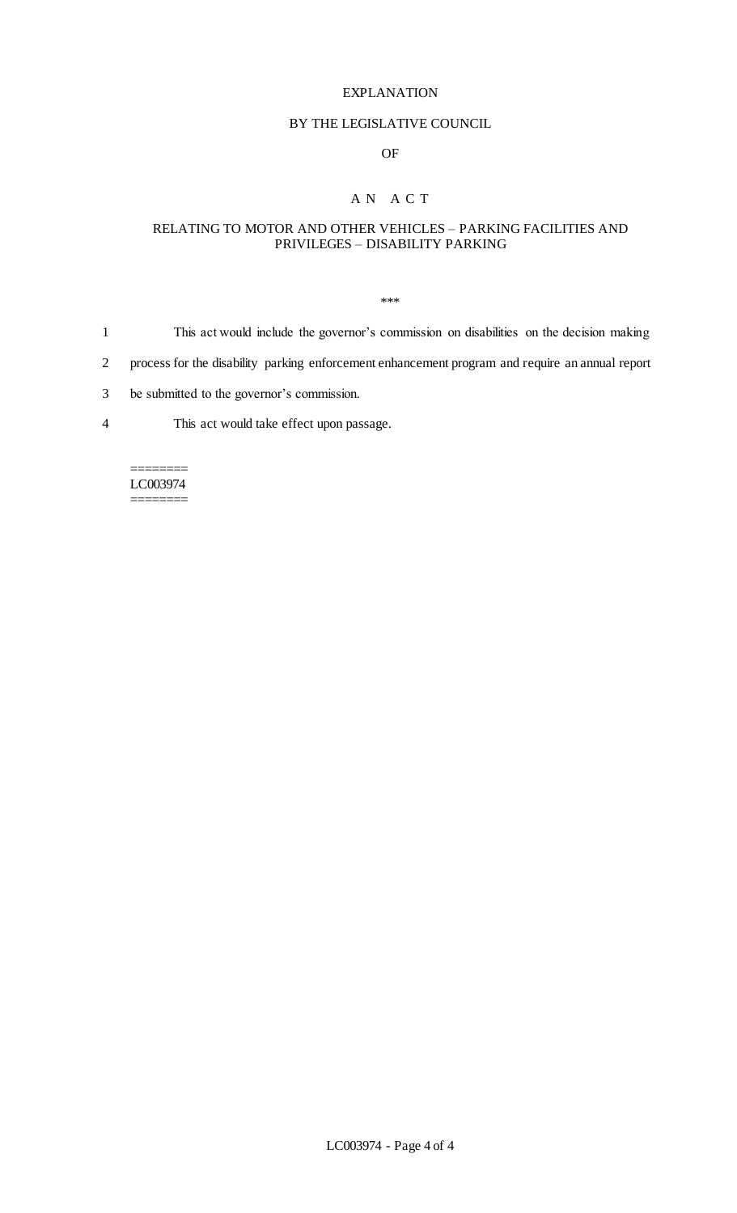# EXPLANATION

## BY THE LEGISLATIVE COUNCIL

## OF

## A N A C T

## RELATING TO MOTOR AND OTHER VEHICLES – PARKING FACILITIES AND PRIVILEGES – DISABILITY PARKING

\*\*\*

1 This act would include the governor's commission on disabilities on the decision making

2 process for the disability parking enforcement enhancement program and require an annual report

3 be submitted to the governor's commission.

4 This act would take effect upon passage.

========
LC003974
========